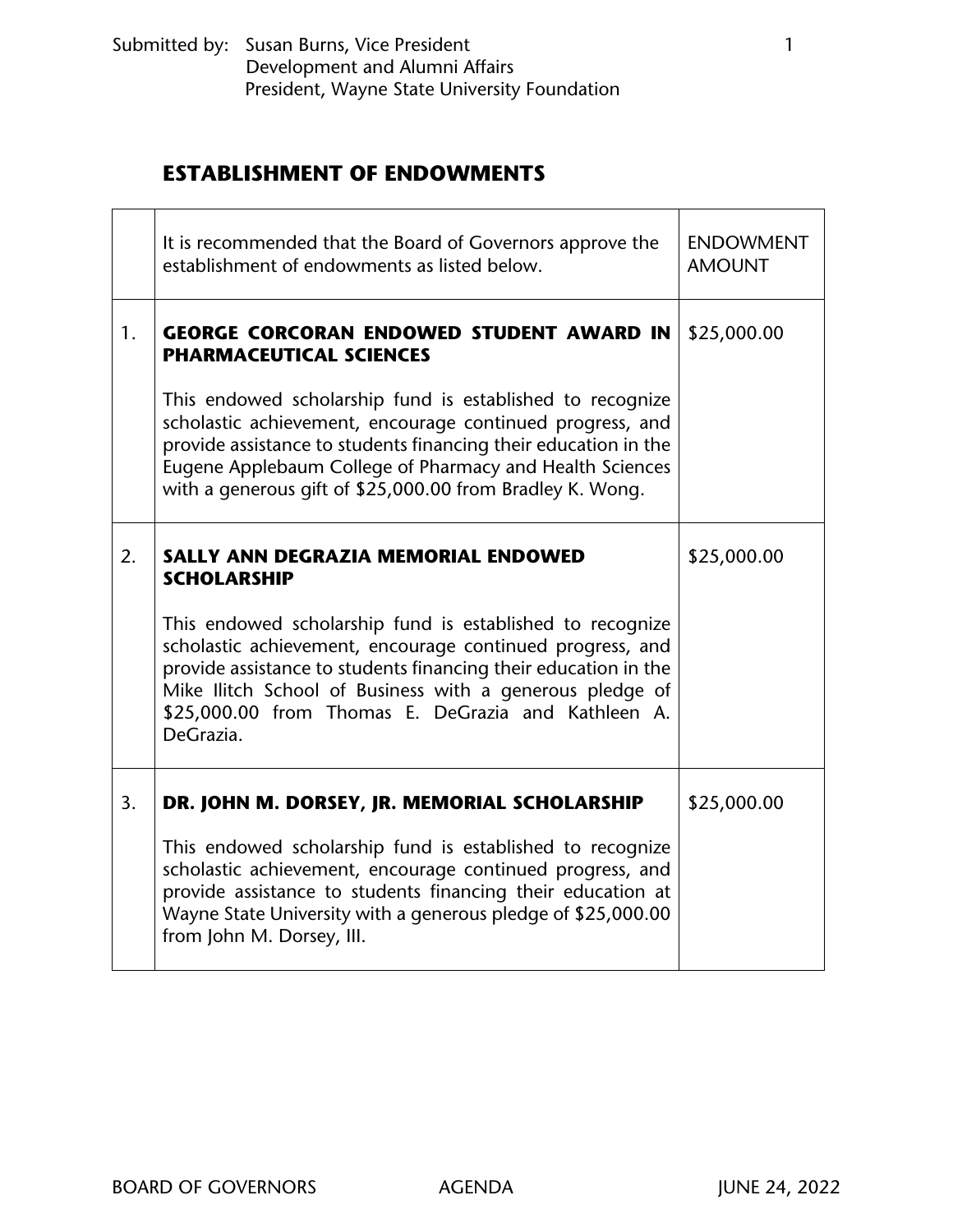Submitted by: Susan Burns, Vice President
Development and Alumni Affairs
President, Wayne State University Foundation

## ESTABLISHMENT OF ENDOWMENTS

| | It is recommended that the Board of Governors approve the establishment of endowments as listed below. | ENDOWMENT AMOUNT |
|---|---|---|
| 1. | **GEORGE CORCORAN ENDOWED STUDENT AWARD IN PHARMACEUTICAL SCIENCES**<br><br>This endowed scholarship fund is established to recognize scholastic achievement, encourage continued progress, and provide assistance to students financing their education in the Eugene Applebaum College of Pharmacy and Health Sciences with a generous gift of $25,000.00 from Bradley K. Wong. | $25,000.00 |
| 2. | **SALLY ANN DEGRAZIA MEMORIAL ENDOWED SCHOLARSHIP**<br><br>This endowed scholarship fund is established to recognize scholastic achievement, encourage continued progress, and provide assistance to students financing their education in the Mike Ilitch School of Business with a generous pledge of $25,000.00 from Thomas E. DeGrazia and Kathleen A. DeGrazia. | $25,000.00 |
| 3. | **DR. JOHN M. DORSEY, JR. MEMORIAL SCHOLARSHIP**<br><br>This endowed scholarship fund is established to recognize scholastic achievement, encourage continued progress, and provide assistance to students financing their education at Wayne State University with a generous pledge of $25,000.00 from John M. Dorsey, III. | $25,000.00 |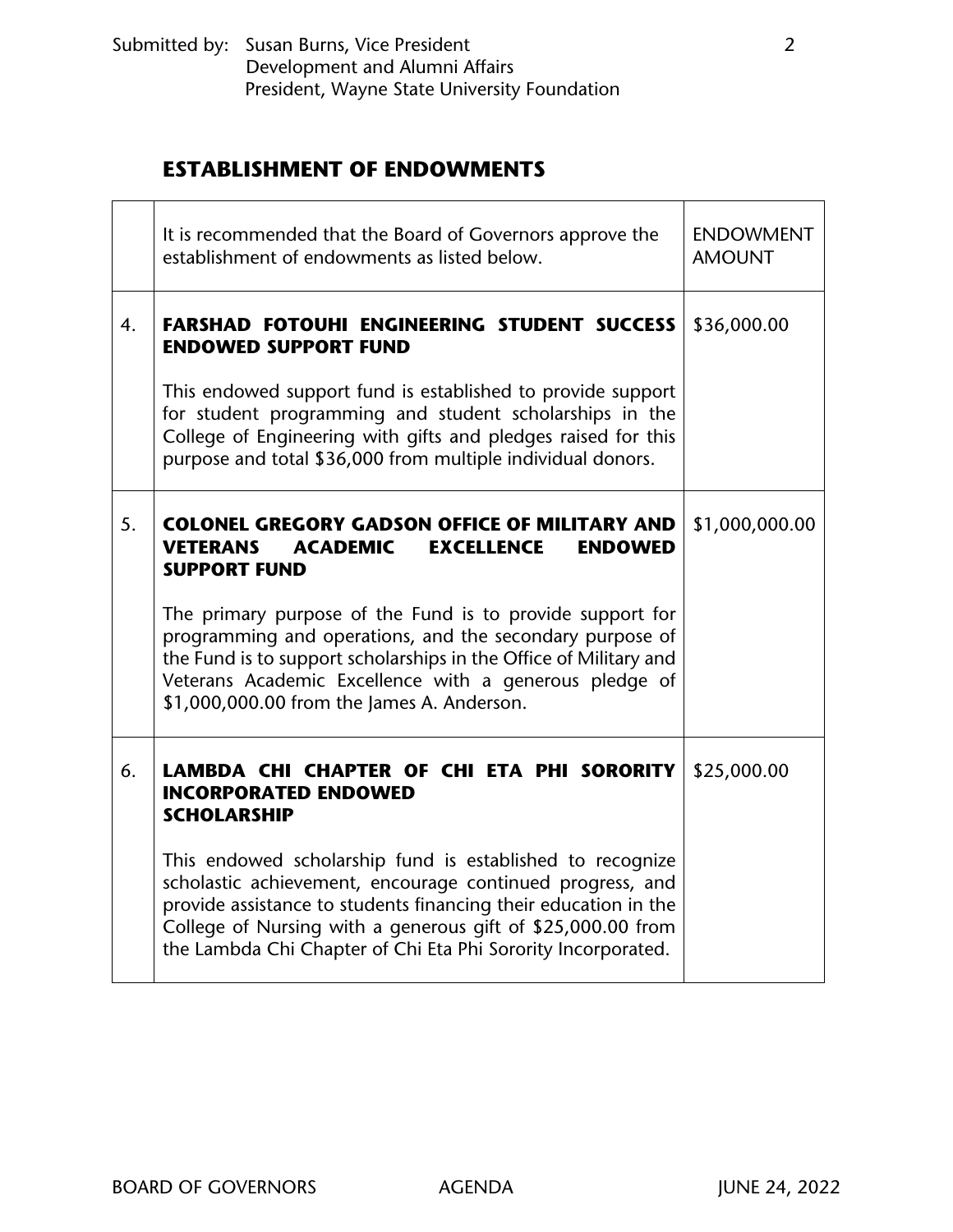Submitted by: Susan Burns, Vice President
Development and Alumni Affairs
President, Wayne State University Foundation

## ESTABLISHMENT OF ENDOWMENTS

| | It is recommended that the Board of Governors approve the establishment of endowments as listed below. | ENDOWMENT AMOUNT |
|---|---|---|
| 4. | **FARSHAD FOTOUHI ENGINEERING STUDENT SUCCESS ENDOWED SUPPORT FUND**<br><br>This endowed support fund is established to provide support for student programming and student scholarships in the College of Engineering with gifts and pledges raised for this purpose and total $36,000 from multiple individual donors. | $36,000.00 |
| 5. | **COLONEL GREGORY GADSON OFFICE OF MILITARY AND VETERANS ACADEMIC EXCELLENCE ENDOWED SUPPORT FUND**<br><br>The primary purpose of the Fund is to provide support for programming and operations, and the secondary purpose of the Fund is to support scholarships in the Office of Military and Veterans Academic Excellence with a generous pledge of $1,000,000.00 from the James A. Anderson. | $1,000,000.00 |
| 6. | **LAMBDA CHI CHAPTER OF CHI ETA PHI SORORITY INCORPORATED ENDOWED SCHOLARSHIP**<br><br>This endowed scholarship fund is established to recognize scholastic achievement, encourage continued progress, and provide assistance to students financing their education in the College of Nursing with a generous gift of $25,000.00 from the Lambda Chi Chapter of Chi Eta Phi Sorority Incorporated. | $25,000.00 |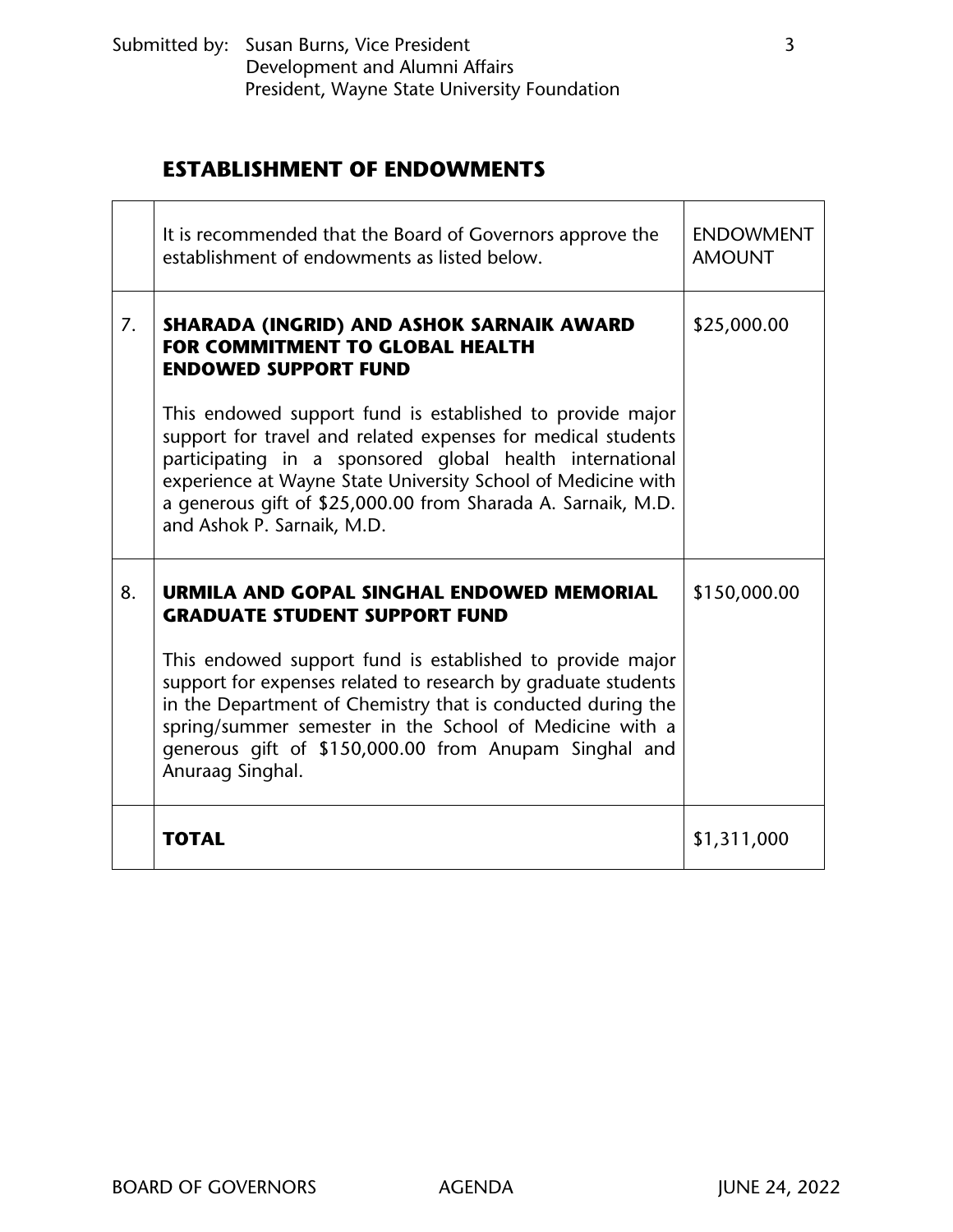Submitted by: Susan Burns, Vice President
Development and Alumni Affairs
President, Wayne State University Foundation

## ESTABLISHMENT OF ENDOWMENTS

| | It is recommended that the Board of Governors approve the establishment of endowments as listed below. | ENDOWMENT AMOUNT |
|---|---|---|
| 7. | **SHARADA (INGRID) AND ASHOK SARNAIK AWARD FOR COMMITMENT TO GLOBAL HEALTH ENDOWED SUPPORT FUND**<br><br>This endowed support fund is established to provide major support for travel and related expenses for medical students participating in a sponsored global health international experience at Wayne State University School of Medicine with a generous gift of $25,000.00 from Sharada A. Sarnaik, M.D. and Ashok P. Sarnaik, M.D. | $25,000.00 |
| 8. | **URMILA AND GOPAL SINGHAL ENDOWED MEMORIAL GRADUATE STUDENT SUPPORT FUND**<br><br>This endowed support fund is established to provide major support for expenses related to research by graduate students in the Department of Chemistry that is conducted during the spring/summer semester in the School of Medicine with a generous gift of $150,000.00 from Anupam Singhal and Anuraag Singhal. | $150,000.00 |
| | **TOTAL** | $1,311,000 |

BOARD OF GOVERNORS AGENDA JUNE 24, 2022